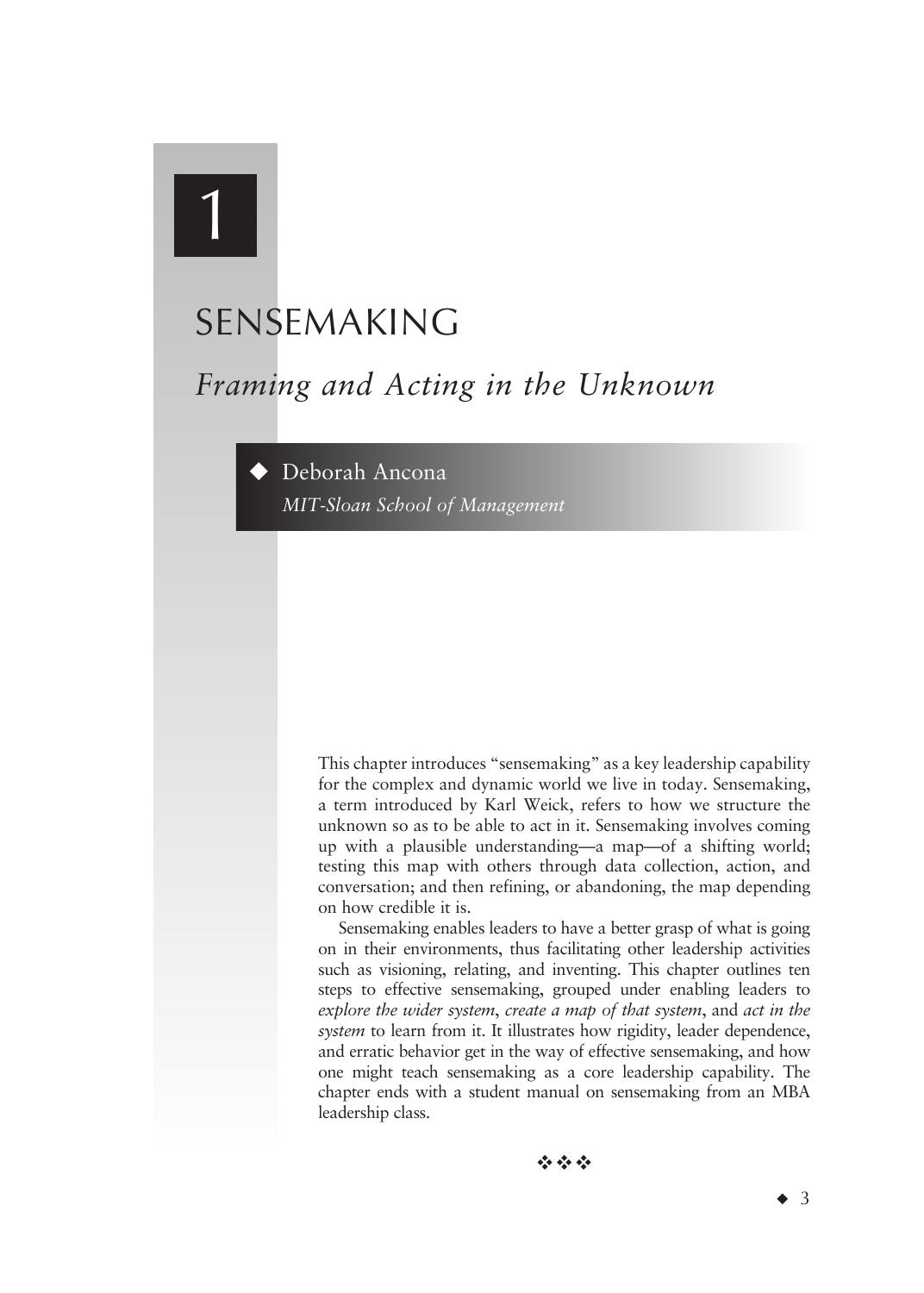# 1

# SENSEMAKING

## *Framing and Acting in the Unknown*

◆ Deborah Ancona
*MIT-Sloan School of Management*

This chapter introduces "sensemaking" as a key leadership capability for the complex and dynamic world we live in today. Sensemaking, a term introduced by Karl Weick, refers to how we structure the unknown so as to be able to act in it. Sensemaking involves coming up with a plausible understanding—a map—of a shifting world; testing this map with others through data collection, action, and conversation; and then refining, or abandoning, the map depending on how credible it is.

Sensemaking enables leaders to have a better grasp of what is going on in their environments, thus facilitating other leadership activities such as visioning, relating, and inventing. This chapter outlines ten steps to effective sensemaking, grouped under enabling leaders to *explore the wider system*, *create a map of that system*, and *act in the system* to learn from it. It illustrates how rigidity, leader dependence, and erratic behavior get in the way of effective sensemaking, and how one might teach sensemaking as a core leadership capability. The chapter ends with a student manual on sensemaking from an MBA leadership class.

❖❖❖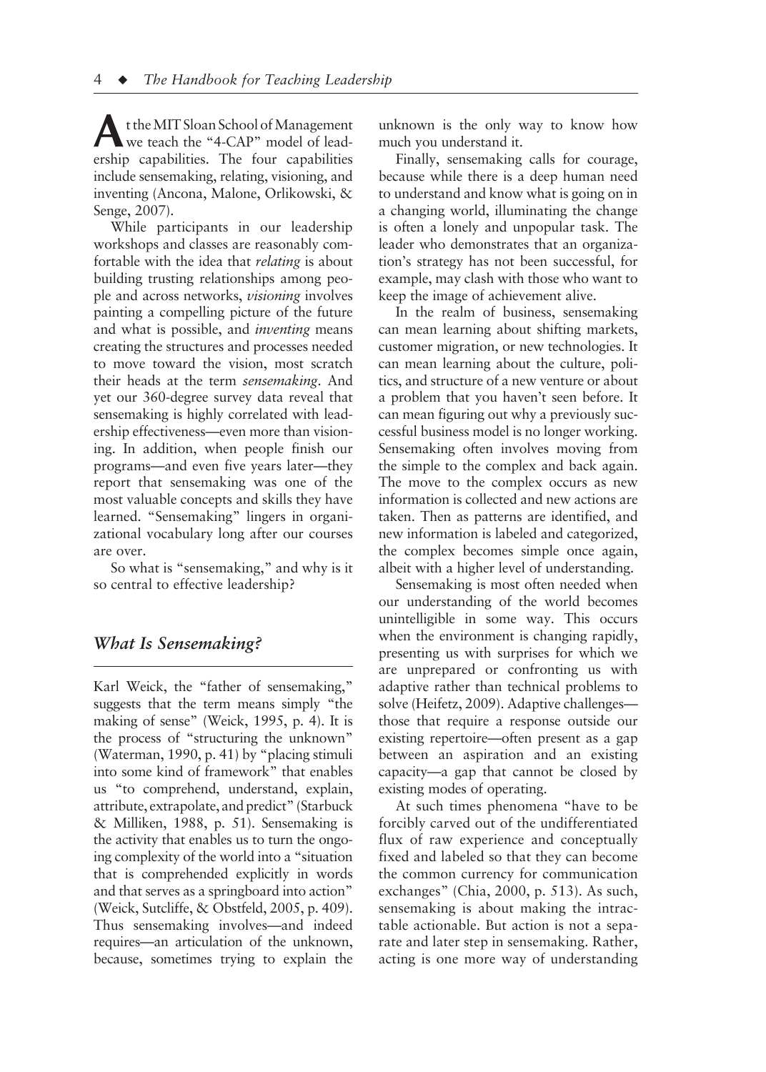At the MIT Sloan School of Management we teach the "4-CAP" model of leadership capabilities. The four capabilities include sensemaking, relating, visioning, and inventing (Ancona, Malone, Orlikowski, & Senge, 2007).

While participants in our leadership workshops and classes are reasonably comfortable with the idea that *relating* is about building trusting relationships among people and across networks, *visioning* involves painting a compelling picture of the future and what is possible, and *inventing* means creating the structures and processes needed to move toward the vision, most scratch their heads at the term *sensemaking*. And yet our 360-degree survey data reveal that sensemaking is highly correlated with leadership effectiveness—even more than visioning. In addition, when people finish our programs—and even five years later—they report that sensemaking was one of the most valuable concepts and skills they have learned. "Sensemaking" lingers in organizational vocabulary long after our courses are over.

So what is "sensemaking," and why is it so central to effective leadership?

## What Is Sensemaking?

Karl Weick, the "father of sensemaking," suggests that the term means simply "the making of sense" (Weick, 1995, p. 4). It is the process of "structuring the unknown" (Waterman, 1990, p. 41) by "placing stimuli into some kind of framework" that enables us "to comprehend, understand, explain, attribute, extrapolate, and predict" (Starbuck & Milliken, 1988, p. 51). Sensemaking is the activity that enables us to turn the ongoing complexity of the world into a "situation that is comprehended explicitly in words and that serves as a springboard into action" (Weick, Sutcliffe, & Obstfeld, 2005, p. 409). Thus sensemaking involves—and indeed requires—an articulation of the unknown, because, sometimes trying to explain the unknown is the only way to know how much you understand it.

Finally, sensemaking calls for courage, because while there is a deep human need to understand and know what is going on in a changing world, illuminating the change is often a lonely and unpopular task. The leader who demonstrates that an organization's strategy has not been successful, for example, may clash with those who want to keep the image of achievement alive.

In the realm of business, sensemaking can mean learning about shifting markets, customer migration, or new technologies. It can mean learning about the culture, politics, and structure of a new venture or about a problem that you haven't seen before. It can mean figuring out why a previously successful business model is no longer working. Sensemaking often involves moving from the simple to the complex and back again. The move to the complex occurs as new information is collected and new actions are taken. Then as patterns are identified, and new information is labeled and categorized, the complex becomes simple once again, albeit with a higher level of understanding.

Sensemaking is most often needed when our understanding of the world becomes unintelligible in some way. This occurs when the environment is changing rapidly, presenting us with surprises for which we are unprepared or confronting us with adaptive rather than technical problems to solve (Heifetz, 2009). Adaptive challenges—those that require a response outside our existing repertoire—often present as a gap between an aspiration and an existing capacity—a gap that cannot be closed by existing modes of operating.

At such times phenomena "have to be forcibly carved out of the undifferentiated flux of raw experience and conceptually fixed and labeled so that they can become the common currency for communication exchanges" (Chia, 2000, p. 513). As such, sensemaking is about making the intractable actionable. But action is not a separate and later step in sensemaking. Rather, acting is one more way of understanding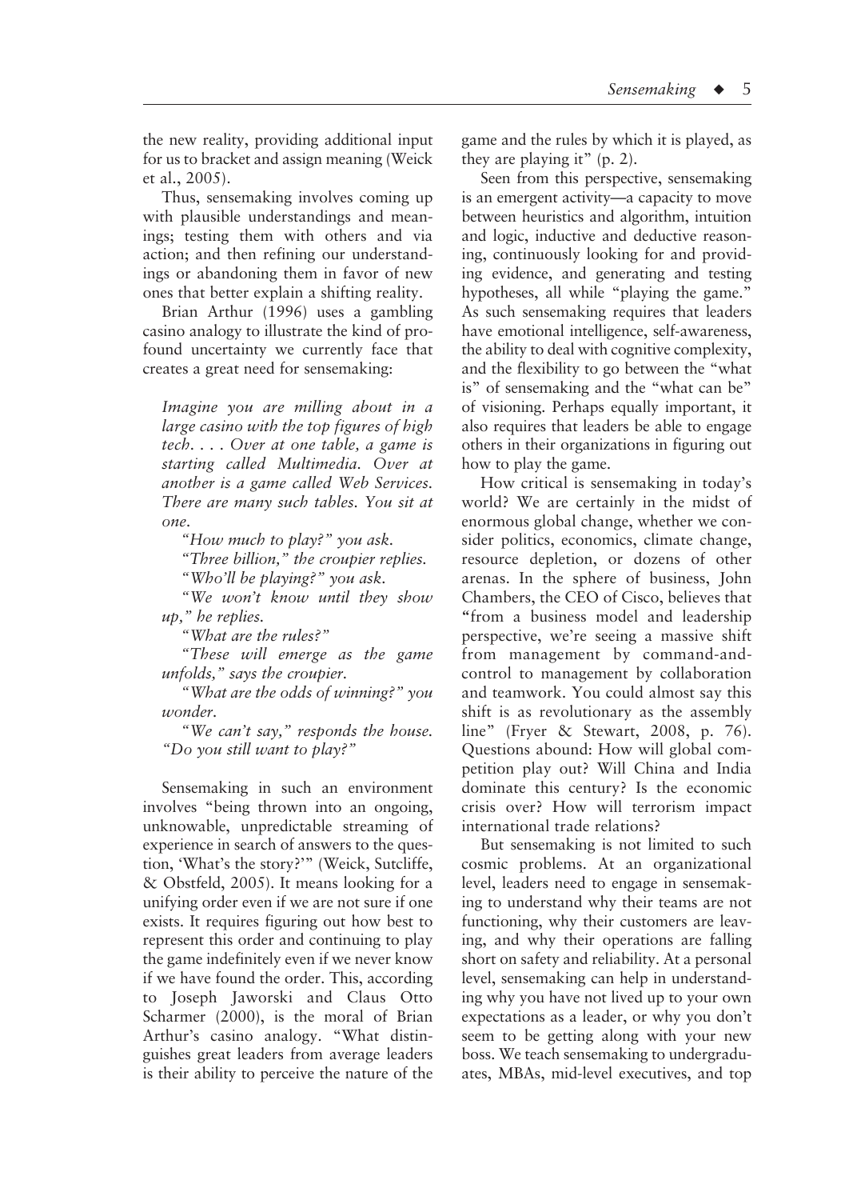the new reality, providing additional input for us to bracket and assign meaning (Weick et al., 2005).

Thus, sensemaking involves coming up with plausible understandings and meanings; testing them with others and via action; and then refining our understandings or abandoning them in favor of new ones that better explain a shifting reality.

Brian Arthur (1996) uses a gambling casino analogy to illustrate the kind of profound uncertainty we currently face that creates a great need for sensemaking:

> *Imagine you are milling about in a large casino with the top figures of high tech. . . . Over at one table, a game is starting called Multimedia. Over at another is a game called Web Services. There are many such tables. You sit at one.*
>
> *"How much to play?" you ask.*
>
> *"Three billion," the croupier replies.*
>
> *"Who'll be playing?" you ask.*
>
> *"We won't know until they show up," he replies.*
>
> *"What are the rules?"*
>
> *"These will emerge as the game unfolds," says the croupier.*
>
> *"What are the odds of winning?" you wonder.*
>
> *"We can't say," responds the house. "Do you still want to play?"*

Sensemaking in such an environment involves "being thrown into an ongoing, unknowable, unpredictable streaming of experience in search of answers to the question, 'What's the story?'" (Weick, Sutcliffe, & Obstfeld, 2005). It means looking for a unifying order even if we are not sure if one exists. It requires figuring out how best to represent this order and continuing to play the game indefinitely even if we never know if we have found the order. This, according to Joseph Jaworski and Claus Otto Scharmer (2000), is the moral of Brian Arthur's casino analogy. "What distinguishes great leaders from average leaders is their ability to perceive the nature of the game and the rules by which it is played, as they are playing it" (p. 2).

Seen from this perspective, sensemaking is an emergent activity—a capacity to move between heuristics and algorithm, intuition and logic, inductive and deductive reasoning, continuously looking for and providing evidence, and generating and testing hypotheses, all while "playing the game." As such sensemaking requires that leaders have emotional intelligence, self-awareness, the ability to deal with cognitive complexity, and the flexibility to go between the "what is" of sensemaking and the "what can be" of visioning. Perhaps equally important, it also requires that leaders be able to engage others in their organizations in figuring out how to play the game.

How critical is sensemaking in today's world? We are certainly in the midst of enormous global change, whether we consider politics, economics, climate change, resource depletion, or dozens of other arenas. In the sphere of business, John Chambers, the CEO of Cisco, believes that "from a business model and leadership perspective, we're seeing a massive shift from management by command-and-control to management by collaboration and teamwork. You could almost say this shift is as revolutionary as the assembly line" (Fryer & Stewart, 2008, p. 76). Questions abound: How will global competition play out? Will China and India dominate this century? Is the economic crisis over? How will terrorism impact international trade relations?

But sensemaking is not limited to such cosmic problems. At an organizational level, leaders need to engage in sensemaking to understand why their teams are not functioning, why their customers are leaving, and why their operations are falling short on safety and reliability. At a personal level, sensemaking can help in understanding why you have not lived up to your own expectations as a leader, or why you don't seem to be getting along with your new boss. We teach sensemaking to undergraduates, MBAs, mid-level executives, and top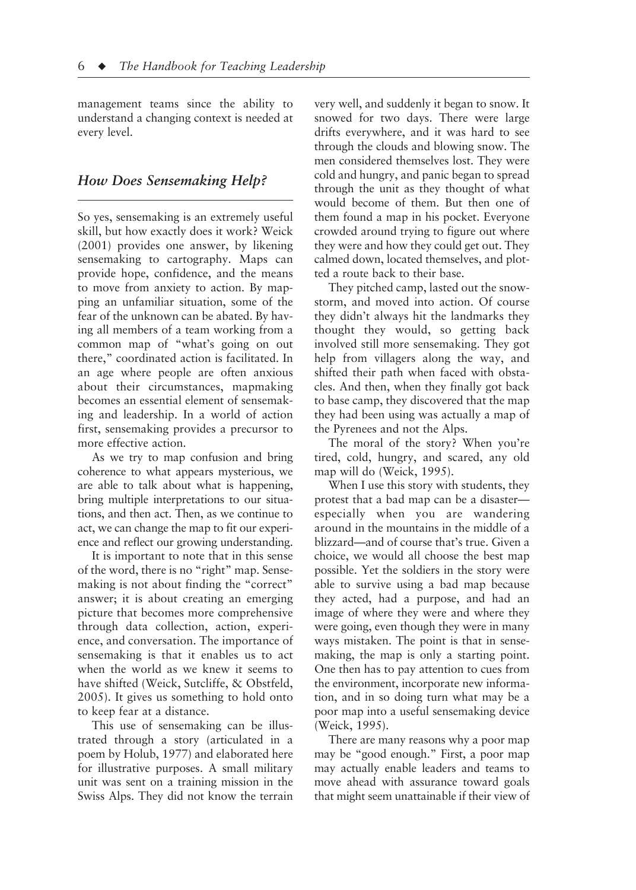management teams since the ability to understand a changing context is needed at every level.

## *How Does Sensemaking Help?*

So yes, sensemaking is an extremely useful skill, but how exactly does it work? Weick (2001) provides one answer, by likening sensemaking to cartography. Maps can provide hope, confidence, and the means to move from anxiety to action. By mapping an unfamiliar situation, some of the fear of the unknown can be abated. By having all members of a team working from a common map of "what's going on out there," coordinated action is facilitated. In an age where people are often anxious about their circumstances, mapmaking becomes an essential element of sensemaking and leadership. In a world of action first, sensemaking provides a precursor to more effective action.

As we try to map confusion and bring coherence to what appears mysterious, we are able to talk about what is happening, bring multiple interpretations to our situations, and then act. Then, as we continue to act, we can change the map to fit our experience and reflect our growing understanding.

It is important to note that in this sense of the word, there is no "right" map. Sensemaking is not about finding the "correct" answer; it is about creating an emerging picture that becomes more comprehensive through data collection, action, experience, and conversation. The importance of sensemaking is that it enables us to act when the world as we knew it seems to have shifted (Weick, Sutcliffe, & Obstfeld, 2005). It gives us something to hold onto to keep fear at a distance.

This use of sensemaking can be illustrated through a story (articulated in a poem by Holub, 1977) and elaborated here for illustrative purposes. A small military unit was sent on a training mission in the Swiss Alps. They did not know the terrain very well, and suddenly it began to snow. It snowed for two days. There were large drifts everywhere, and it was hard to see through the clouds and blowing snow. The men considered themselves lost. They were cold and hungry, and panic began to spread through the unit as they thought of what would become of them. But then one of them found a map in his pocket. Everyone crowded around trying to figure out where they were and how they could get out. They calmed down, located themselves, and plotted a route back to their base.

They pitched camp, lasted out the snowstorm, and moved into action. Of course they didn't always hit the landmarks they thought they would, so getting back involved still more sensemaking. They got help from villagers along the way, and shifted their path when faced with obstacles. And then, when they finally got back to base camp, they discovered that the map they had been using was actually a map of the Pyrenees and not the Alps.

The moral of the story? When you're tired, cold, hungry, and scared, any old map will do (Weick, 1995).

When I use this story with students, they protest that a bad map can be a disaster—especially when you are wandering around in the mountains in the middle of a blizzard—and of course that's true. Given a choice, we would all choose the best map possible. Yet the soldiers in the story were able to survive using a bad map because they acted, had a purpose, and had an image of where they were and where they were going, even though they were in many ways mistaken. The point is that in sensemaking, the map is only a starting point. One then has to pay attention to cues from the environment, incorporate new information, and in so doing turn what may be a poor map into a useful sensemaking device (Weick, 1995).

There are many reasons why a poor map may be "good enough." First, a poor map may actually enable leaders and teams to move ahead with assurance toward goals that might seem unattainable if their view of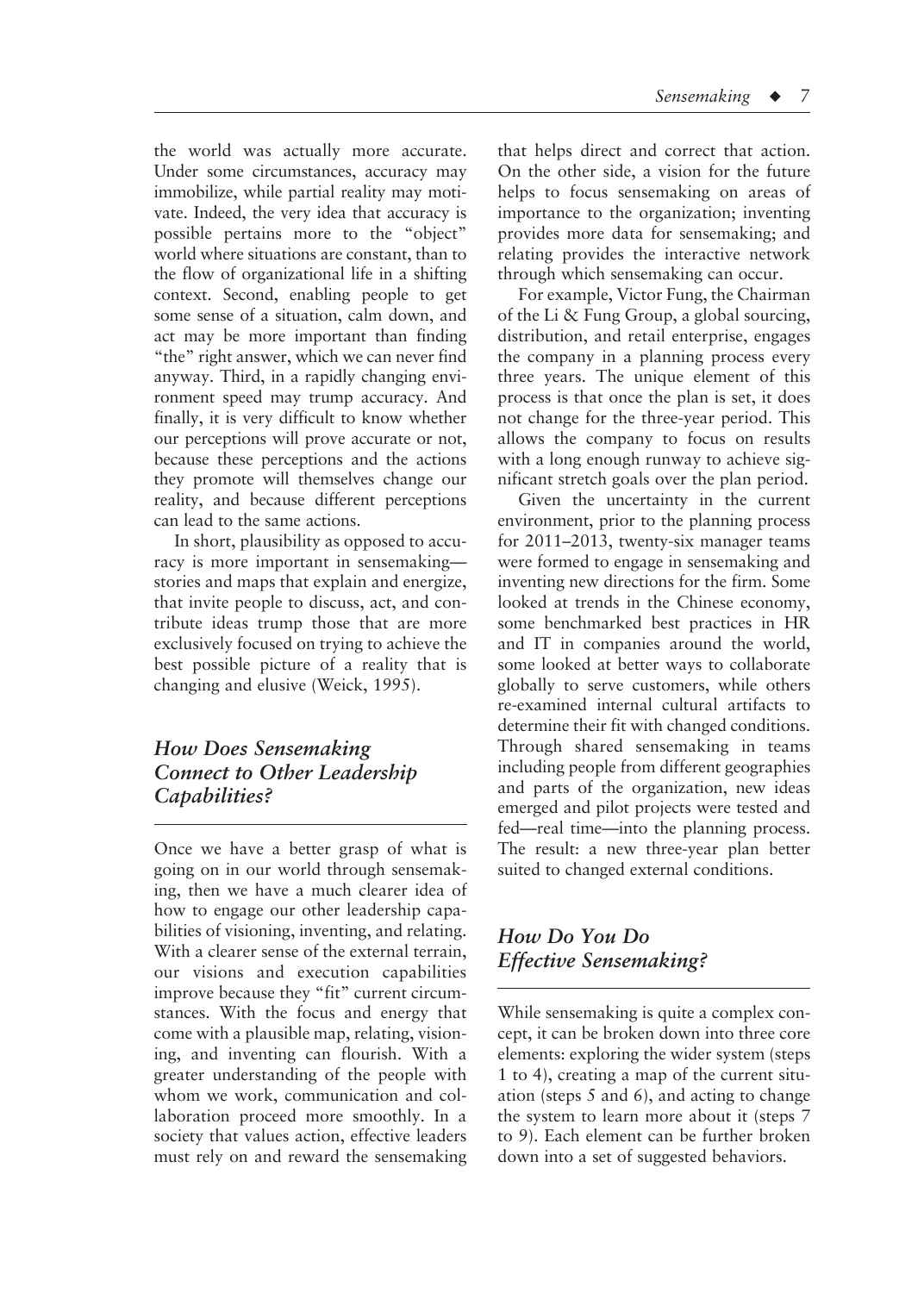the world was actually more accurate. Under some circumstances, accuracy may immobilize, while partial reality may motivate. Indeed, the very idea that accuracy is possible pertains more to the "object" world where situations are constant, than to the flow of organizational life in a shifting context. Second, enabling people to get some sense of a situation, calm down, and act may be more important than finding "the" right answer, which we can never find anyway. Third, in a rapidly changing environment speed may trump accuracy. And finally, it is very difficult to know whether our perceptions will prove accurate or not, because these perceptions and the actions they promote will themselves change our reality, and because different perceptions can lead to the same actions.

In short, plausibility as opposed to accuracy is more important in sensemaking—stories and maps that explain and energize, that invite people to discuss, act, and contribute ideas trump those that are more exclusively focused on trying to achieve the best possible picture of a reality that is changing and elusive (Weick, 1995).

## *How Does Sensemaking Connect to Other Leadership Capabilities?*

Once we have a better grasp of what is going on in our world through sensemaking, then we have a much clearer idea of how to engage our other leadership capabilities of visioning, inventing, and relating. With a clearer sense of the external terrain, our visions and execution capabilities improve because they "fit" current circumstances. With the focus and energy that come with a plausible map, relating, visioning, and inventing can flourish. With a greater understanding of the people with whom we work, communication and collaboration proceed more smoothly. In a society that values action, effective leaders must rely on and reward the sensemaking that helps direct and correct that action. On the other side, a vision for the future helps to focus sensemaking on areas of importance to the organization; inventing provides more data for sensemaking; and relating provides the interactive network through which sensemaking can occur.

For example, Victor Fung, the Chairman of the Li & Fung Group, a global sourcing, distribution, and retail enterprise, engages the company in a planning process every three years. The unique element of this process is that once the plan is set, it does not change for the three-year period. This allows the company to focus on results with a long enough runway to achieve significant stretch goals over the plan period.

Given the uncertainty in the current environment, prior to the planning process for 2011–2013, twenty-six manager teams were formed to engage in sensemaking and inventing new directions for the firm. Some looked at trends in the Chinese economy, some benchmarked best practices in HR and IT in companies around the world, some looked at better ways to collaborate globally to serve customers, while others re-examined internal cultural artifacts to determine their fit with changed conditions. Through shared sensemaking in teams including people from different geographies and parts of the organization, new ideas emerged and pilot projects were tested and fed—real time—into the planning process. The result: a new three-year plan better suited to changed external conditions.

## *How Do You Do Effective Sensemaking?*

While sensemaking is quite a complex concept, it can be broken down into three core elements: exploring the wider system (steps 1 to 4), creating a map of the current situation (steps 5 and 6), and acting to change the system to learn more about it (steps 7 to 9). Each element can be further broken down into a set of suggested behaviors.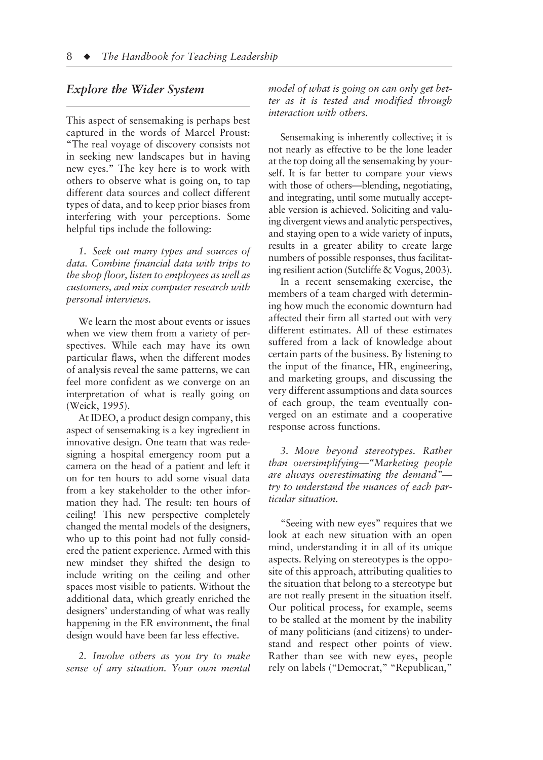## *Explore the Wider System*

This aspect of sensemaking is perhaps best captured in the words of Marcel Proust: "The real voyage of discovery consists not in seeking new landscapes but in having new eyes." The key here is to work with others to observe what is going on, to tap different data sources and collect different types of data, and to keep prior biases from interfering with your perceptions. Some helpful tips include the following:

*1. Seek out many types and sources of data. Combine financial data with trips to the shop floor, listen to employees as well as customers, and mix computer research with personal interviews.*

We learn the most about events or issues when we view them from a variety of perspectives. While each may have its own particular flaws, when the different modes of analysis reveal the same patterns, we can feel more confident as we converge on an interpretation of what is really going on (Weick, 1995).

At IDEO, a product design company, this aspect of sensemaking is a key ingredient in innovative design. One team that was redesigning a hospital emergency room put a camera on the head of a patient and left it on for ten hours to add some visual data from a key stakeholder to the other information they had. The result: ten hours of ceiling! This new perspective completely changed the mental models of the designers, who up to this point had not fully considered the patient experience. Armed with this new mindset they shifted the design to include writing on the ceiling and other spaces most visible to patients. Without the additional data, which greatly enriched the designers' understanding of what was really happening in the ER environment, the final design would have been far less effective.

*2. Involve others as you try to make sense of any situation. Your own mental model of what is going on can only get better as it is tested and modified through interaction with others.*

Sensemaking is inherently collective; it is not nearly as effective to be the lone leader at the top doing all the sensemaking by yourself. It is far better to compare your views with those of others—blending, negotiating, and integrating, until some mutually acceptable version is achieved. Soliciting and valuing divergent views and analytic perspectives, and staying open to a wide variety of inputs, results in a greater ability to create large numbers of possible responses, thus facilitating resilient action (Sutcliffe & Vogus, 2003).

In a recent sensemaking exercise, the members of a team charged with determining how much the economic downturn had affected their firm all started out with very different estimates. All of these estimates suffered from a lack of knowledge about certain parts of the business. By listening to the input of the finance, HR, engineering, and marketing groups, and discussing the very different assumptions and data sources of each group, the team eventually converged on an estimate and a cooperative response across functions.

*3. Move beyond stereotypes. Rather than oversimplifying—"Marketing people are always overestimating the demand"—try to understand the nuances of each particular situation.*

"Seeing with new eyes" requires that we look at each new situation with an open mind, understanding it in all of its unique aspects. Relying on stereotypes is the opposite of this approach, attributing qualities to the situation that belong to a stereotype but are not really present in the situation itself. Our political process, for example, seems to be stalled at the moment by the inability of many politicians (and citizens) to understand and respect other points of view. Rather than see with new eyes, people rely on labels ("Democrat," "Republican,"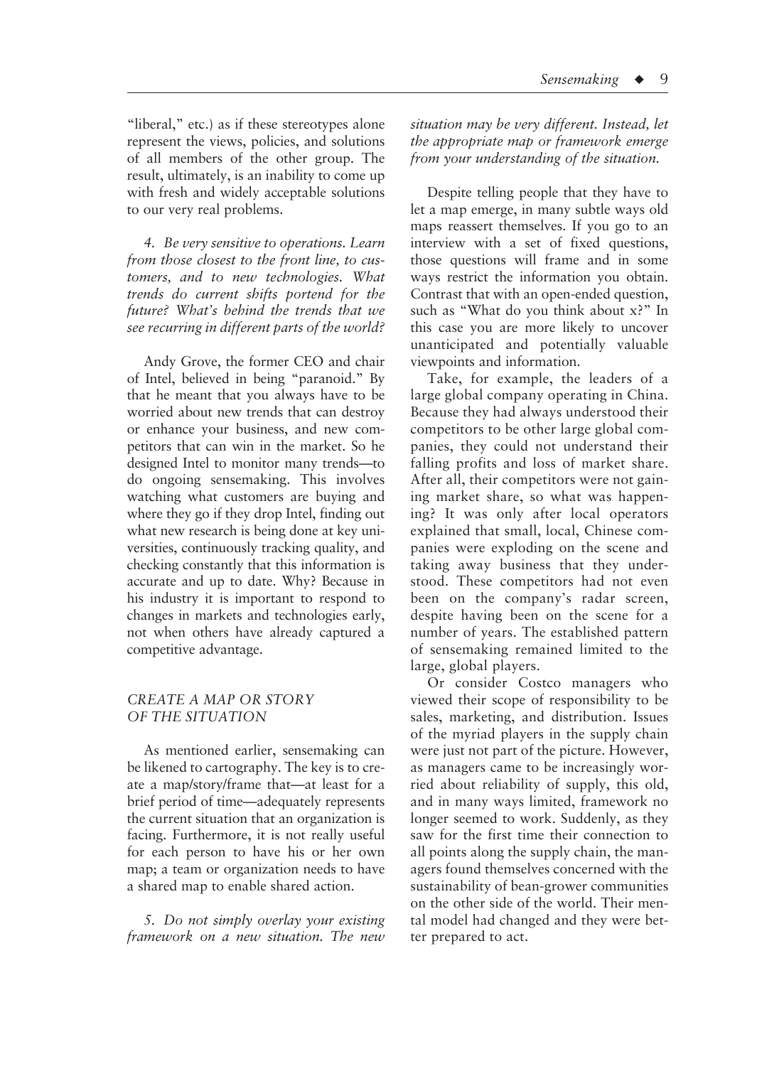"liberal," etc.) as if these stereotypes alone represent the views, policies, and solutions of all members of the other group. The result, ultimately, is an inability to come up with fresh and widely acceptable solutions to our very real problems.

*4. Be very sensitive to operations. Learn from those closest to the front line, to customers, and to new technologies. What trends do current shifts portend for the future? What's behind the trends that we see recurring in different parts of the world?*

Andy Grove, the former CEO and chair of Intel, believed in being "paranoid." By that he meant that you always have to be worried about new trends that can destroy or enhance your business, and new competitors that can win in the market. So he designed Intel to monitor many trends—to do ongoing sensemaking. This involves watching what customers are buying and where they go if they drop Intel, finding out what new research is being done at key universities, continuously tracking quality, and checking constantly that this information is accurate and up to date. Why? Because in his industry it is important to respond to changes in markets and technologies early, not when others have already captured a competitive advantage.

### *CREATE A MAP OR STORY OF THE SITUATION*

As mentioned earlier, sensemaking can be likened to cartography. The key is to create a map/story/frame that—at least for a brief period of time—adequately represents the current situation that an organization is facing. Furthermore, it is not really useful for each person to have his or her own map; a team or organization needs to have a shared map to enable shared action.

*5. Do not simply overlay your existing framework on a new situation. The new situation may be very different. Instead, let the appropriate map or framework emerge from your understanding of the situation.*

Despite telling people that they have to let a map emerge, in many subtle ways old maps reassert themselves. If you go to an interview with a set of fixed questions, those questions will frame and in some ways restrict the information you obtain. Contrast that with an open-ended question, such as "What do you think about x?" In this case you are more likely to uncover unanticipated and potentially valuable viewpoints and information.

Take, for example, the leaders of a large global company operating in China. Because they had always understood their competitors to be other large global companies, they could not understand their falling profits and loss of market share. After all, their competitors were not gaining market share, so what was happening? It was only after local operators explained that small, local, Chinese companies were exploding on the scene and taking away business that they understood. These competitors had not even been on the company's radar screen, despite having been on the scene for a number of years. The established pattern of sensemaking remained limited to the large, global players.

Or consider Costco managers who viewed their scope of responsibility to be sales, marketing, and distribution. Issues of the myriad players in the supply chain were just not part of the picture. However, as managers came to be increasingly worried about reliability of supply, this old, and in many ways limited, framework no longer seemed to work. Suddenly, as they saw for the first time their connection to all points along the supply chain, the managers found themselves concerned with the sustainability of bean-grower communities on the other side of the world. Their mental model had changed and they were better prepared to act.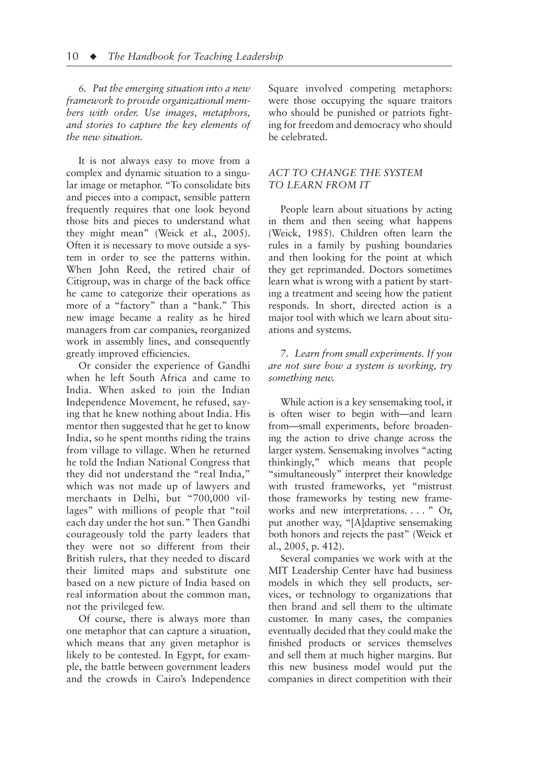*6. Put the emerging situation into a new framework to provide organizational members with order. Use images, metaphors, and stories to capture the key elements of the new situation.*

It is not always easy to move from a complex and dynamic situation to a singular image or metaphor. "To consolidate bits and pieces into a compact, sensible pattern frequently requires that one look beyond those bits and pieces to understand what they might mean" (Weick et al., 2005). Often it is necessary to move outside a system in order to see the patterns within. When John Reed, the retired chair of Citigroup, was in charge of the back office he came to categorize their operations as more of a "factory" than a "bank." This new image became a reality as he hired managers from car companies, reorganized work in assembly lines, and consequently greatly improved efficiencies.

Or consider the experience of Gandhi when he left South Africa and came to India. When asked to join the Indian Independence Movement, he refused, saying that he knew nothing about India. His mentor then suggested that he get to know India, so he spent months riding the trains from village to village. When he returned he told the Indian National Congress that they did not understand the "real India," which was not made up of lawyers and merchants in Delhi, but "700,000 villages" with millions of people that "toil each day under the hot sun." Then Gandhi courageously told the party leaders that they were not so different from their British rulers, that they needed to discard their limited maps and substitute one based on a new picture of India based on real information about the common man, not the privileged few.

Of course, there is always more than one metaphor that can capture a situation, which means that any given metaphor is likely to be contested. In Egypt, for example, the battle between government leaders and the crowds in Cairo's Independence Square involved competing metaphors: were those occupying the square traitors who should be punished or patriots fighting for freedom and democracy who should be celebrated.

### *ACT TO CHANGE THE SYSTEM TO LEARN FROM IT*

People learn about situations by acting in them and then seeing what happens (Weick, 1985). Children often learn the rules in a family by pushing boundaries and then looking for the point at which they get reprimanded. Doctors sometimes learn what is wrong with a patient by starting a treatment and seeing how the patient responds. In short, directed action is a major tool with which we learn about situations and systems.

*7. Learn from small experiments. If you are not sure how a system is working, try something new.*

While action is a key sensemaking tool, it is often wiser to begin with—and learn from—small experiments, before broadening the action to drive change across the larger system. Sensemaking involves "acting thinkingly," which means that people "simultaneously" interpret their knowledge with trusted frameworks, yet "mistrust those frameworks by testing new frameworks and new interpretations. . . . " Or, put another way, "[A]daptive sensemaking both honors and rejects the past" (Weick et al., 2005, p. 412).

Several companies we work with at the MIT Leadership Center have had business models in which they sell products, services, or technology to organizations that then brand and sell them to the ultimate customer. In many cases, the companies eventually decided that they could make the finished products or services themselves and sell them at much higher margins. But this new business model would put the companies in direct competition with their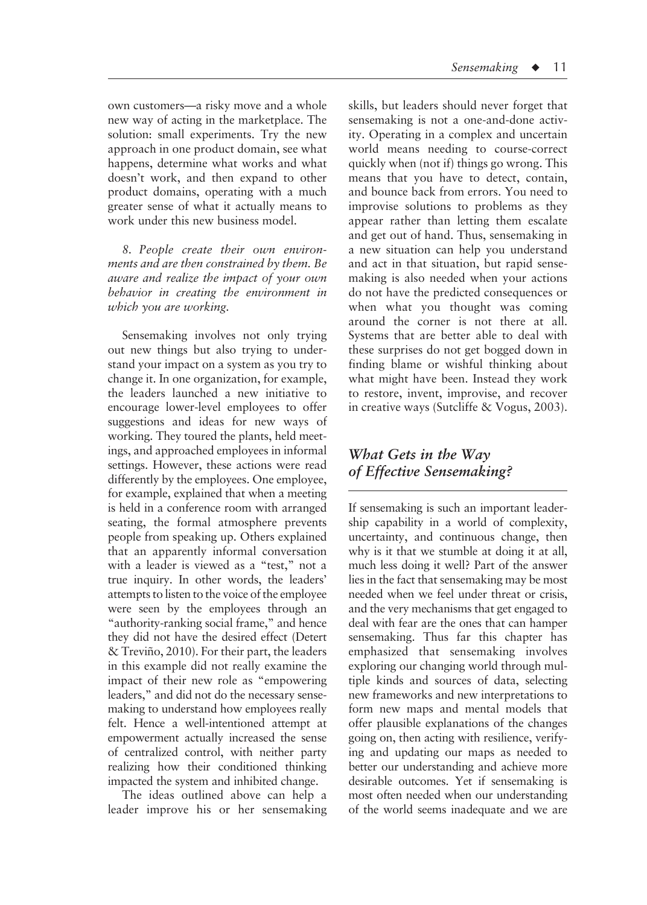own customers—a risky move and a whole new way of acting in the marketplace. The solution: small experiments. Try the new approach in one product domain, see what happens, determine what works and what doesn't work, and then expand to other product domains, operating with a much greater sense of what it actually means to work under this new business model.

*8. People create their own environments and are then constrained by them. Be aware and realize the impact of your own behavior in creating the environment in which you are working.*

Sensemaking involves not only trying out new things but also trying to understand your impact on a system as you try to change it. In one organization, for example, the leaders launched a new initiative to encourage lower-level employees to offer suggestions and ideas for new ways of working. They toured the plants, held meetings, and approached employees in informal settings. However, these actions were read differently by the employees. One employee, for example, explained that when a meeting is held in a conference room with arranged seating, the formal atmosphere prevents people from speaking up. Others explained that an apparently informal conversation with a leader is viewed as a "test," not a true inquiry. In other words, the leaders' attempts to listen to the voice of the employee were seen by the employees through an "authority-ranking social frame," and hence they did not have the desired effect (Detert & Treviño, 2010). For their part, the leaders in this example did not really examine the impact of their new role as "empowering leaders," and did not do the necessary sensemaking to understand how employees really felt. Hence a well-intentioned attempt at empowerment actually increased the sense of centralized control, with neither party realizing how their conditioned thinking impacted the system and inhibited change.

The ideas outlined above can help a leader improve his or her sensemaking skills, but leaders should never forget that sensemaking is not a one-and-done activity. Operating in a complex and uncertain world means needing to course-correct quickly when (not if) things go wrong. This means that you have to detect, contain, and bounce back from errors. You need to improvise solutions to problems as they appear rather than letting them escalate and get out of hand. Thus, sensemaking in a new situation can help you understand and act in that situation, but rapid sensemaking is also needed when your actions do not have the predicted consequences or when what you thought was coming around the corner is not there at all. Systems that are better able to deal with these surprises do not get bogged down in finding blame or wishful thinking about what might have been. Instead they work to restore, invent, improvise, and recover in creative ways (Sutcliffe & Vogus, 2003).

## *What Gets in the Way of Effective Sensemaking?*

If sensemaking is such an important leadership capability in a world of complexity, uncertainty, and continuous change, then why is it that we stumble at doing it at all, much less doing it well? Part of the answer lies in the fact that sensemaking may be most needed when we feel under threat or crisis, and the very mechanisms that get engaged to deal with fear are the ones that can hamper sensemaking. Thus far this chapter has emphasized that sensemaking involves exploring our changing world through multiple kinds and sources of data, selecting new frameworks and new interpretations to form new maps and mental models that offer plausible explanations of the changes going on, then acting with resilience, verifying and updating our maps as needed to better our understanding and achieve more desirable outcomes. Yet if sensemaking is most often needed when our understanding of the world seems inadequate and we are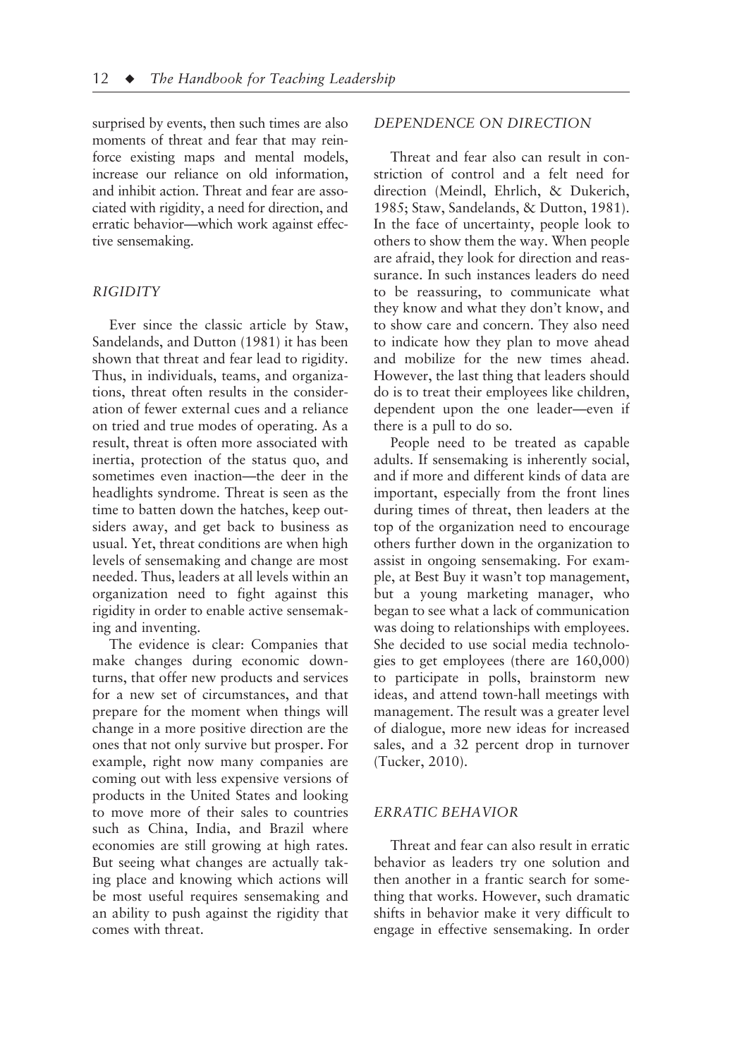surprised by events, then such times are also moments of threat and fear that may reinforce existing maps and mental models, increase our reliance on old information, and inhibit action. Threat and fear are associated with rigidity, a need for direction, and erratic behavior—which work against effective sensemaking.

### *RIGIDITY*

Ever since the classic article by Staw, Sandelands, and Dutton (1981) it has been shown that threat and fear lead to rigidity. Thus, in individuals, teams, and organizations, threat often results in the consideration of fewer external cues and a reliance on tried and true modes of operating. As a result, threat is often more associated with inertia, protection of the status quo, and sometimes even inaction—the deer in the headlights syndrome. Threat is seen as the time to batten down the hatches, keep outsiders away, and get back to business as usual. Yet, threat conditions are when high levels of sensemaking and change are most needed. Thus, leaders at all levels within an organization need to fight against this rigidity in order to enable active sensemaking and inventing.

The evidence is clear: Companies that make changes during economic downturns, that offer new products and services for a new set of circumstances, and that prepare for the moment when things will change in a more positive direction are the ones that not only survive but prosper. For example, right now many companies are coming out with less expensive versions of products in the United States and looking to move more of their sales to countries such as China, India, and Brazil where economies are still growing at high rates. But seeing what changes are actually taking place and knowing which actions will be most useful requires sensemaking and an ability to push against the rigidity that comes with threat.

### *DEPENDENCE ON DIRECTION*

Threat and fear also can result in constriction of control and a felt need for direction (Meindl, Ehrlich, & Dukerich, 1985; Staw, Sandelands, & Dutton, 1981). In the face of uncertainty, people look to others to show them the way. When people are afraid, they look for direction and reassurance. In such instances leaders do need to be reassuring, to communicate what they know and what they don't know, and to show care and concern. They also need to indicate how they plan to move ahead and mobilize for the new times ahead. However, the last thing that leaders should do is to treat their employees like children, dependent upon the one leader—even if there is a pull to do so.

People need to be treated as capable adults. If sensemaking is inherently social, and if more and different kinds of data are important, especially from the front lines during times of threat, then leaders at the top of the organization need to encourage others further down in the organization to assist in ongoing sensemaking. For example, at Best Buy it wasn't top management, but a young marketing manager, who began to see what a lack of communication was doing to relationships with employees. She decided to use social media technologies to get employees (there are 160,000) to participate in polls, brainstorm new ideas, and attend town-hall meetings with management. The result was a greater level of dialogue, more new ideas for increased sales, and a 32 percent drop in turnover (Tucker, 2010).

### *ERRATIC BEHAVIOR*

Threat and fear can also result in erratic behavior as leaders try one solution and then another in a frantic search for something that works. However, such dramatic shifts in behavior make it very difficult to engage in effective sensemaking. In order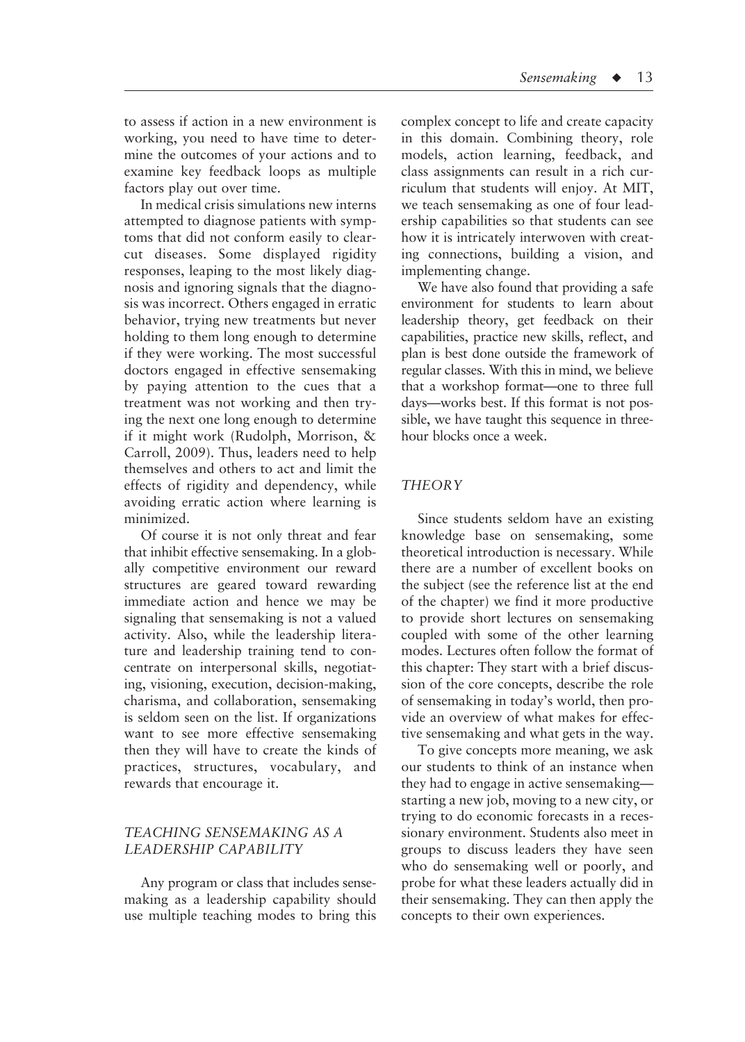to assess if action in a new environment is working, you need to have time to determine the outcomes of your actions and to examine key feedback loops as multiple factors play out over time.

In medical crisis simulations new interns attempted to diagnose patients with symptoms that did not conform easily to clear-cut diseases. Some displayed rigidity responses, leaping to the most likely diagnosis and ignoring signals that the diagnosis was incorrect. Others engaged in erratic behavior, trying new treatments but never holding to them long enough to determine if they were working. The most successful doctors engaged in effective sensemaking by paying attention to the cues that a treatment was not working and then trying the next one long enough to determine if it might work (Rudolph, Morrison, & Carroll, 2009). Thus, leaders need to help themselves and others to act and limit the effects of rigidity and dependency, while avoiding erratic action where learning is minimized.

Of course it is not only threat and fear that inhibit effective sensemaking. In a globally competitive environment our reward structures are geared toward rewarding immediate action and hence we may be signaling that sensemaking is not a valued activity. Also, while the leadership literature and leadership training tend to concentrate on interpersonal skills, negotiating, visioning, execution, decision-making, charisma, and collaboration, sensemaking is seldom seen on the list. If organizations want to see more effective sensemaking then they will have to create the kinds of practices, structures, vocabulary, and rewards that encourage it.

## *TEACHING SENSEMAKING AS A LEADERSHIP CAPABILITY*

Any program or class that includes sensemaking as a leadership capability should use multiple teaching modes to bring this complex concept to life and create capacity in this domain. Combining theory, role models, action learning, feedback, and class assignments can result in a rich curriculum that students will enjoy. At MIT, we teach sensemaking as one of four leadership capabilities so that students can see how it is intricately interwoven with creating connections, building a vision, and implementing change.

We have also found that providing a safe environment for students to learn about leadership theory, get feedback on their capabilities, practice new skills, reflect, and plan is best done outside the framework of regular classes. With this in mind, we believe that a workshop format—one to three full days—works best. If this format is not possible, we have taught this sequence in three-hour blocks once a week.

### *THEORY*

Since students seldom have an existing knowledge base on sensemaking, some theoretical introduction is necessary. While there are a number of excellent books on the subject (see the reference list at the end of the chapter) we find it more productive to provide short lectures on sensemaking coupled with some of the other learning modes. Lectures often follow the format of this chapter: They start with a brief discussion of the core concepts, describe the role of sensemaking in today's world, then provide an overview of what makes for effective sensemaking and what gets in the way.

To give concepts more meaning, we ask our students to think of an instance when they had to engage in active sensemaking—starting a new job, moving to a new city, or trying to do economic forecasts in a recessionary environment. Students also meet in groups to discuss leaders they have seen who do sensemaking well or poorly, and probe for what these leaders actually did in their sensemaking. They can then apply the concepts to their own experiences.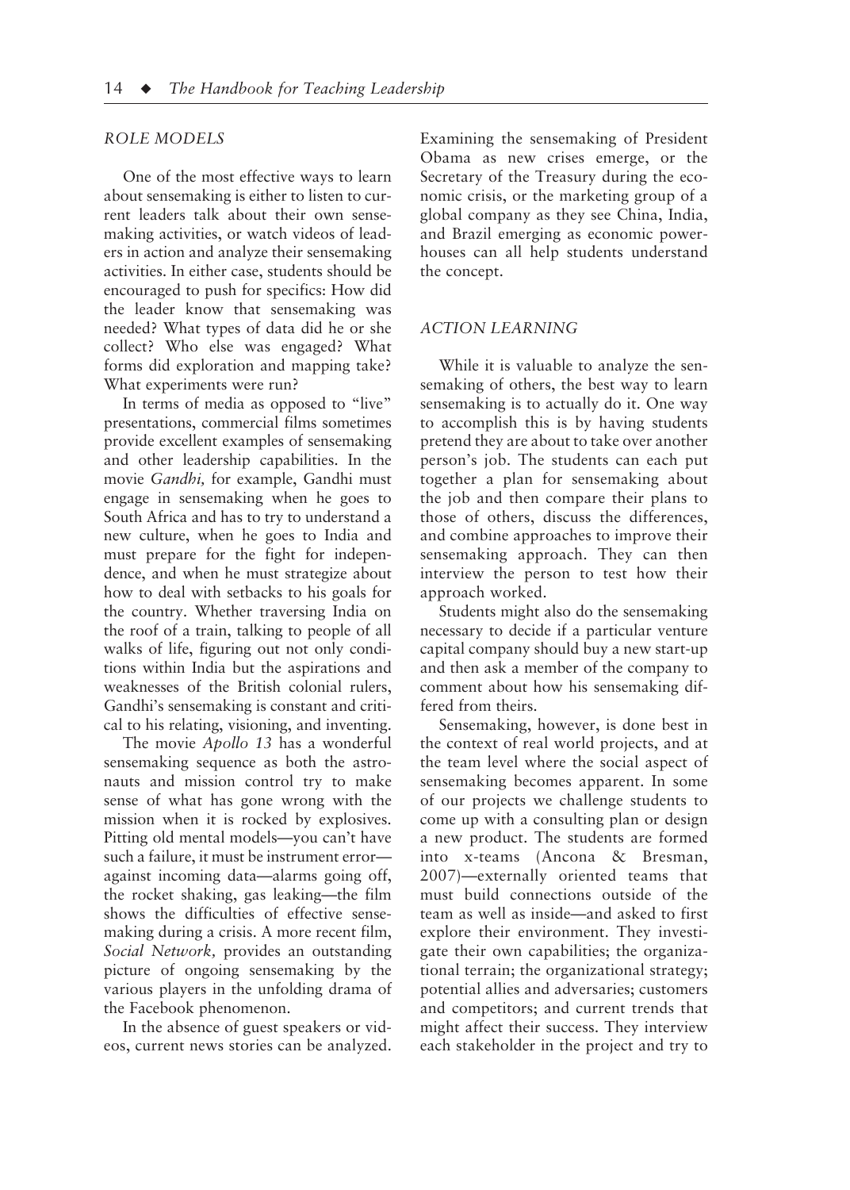### ROLE MODELS

One of the most effective ways to learn about sensemaking is either to listen to current leaders talk about their own sensemaking activities, or watch videos of leaders in action and analyze their sensemaking activities. In either case, students should be encouraged to push for specifics: How did the leader know that sensemaking was needed? What types of data did he or she collect? Who else was engaged? What forms did exploration and mapping take? What experiments were run?

In terms of media as opposed to "live" presentations, commercial films sometimes provide excellent examples of sensemaking and other leadership capabilities. In the movie *Gandhi,* for example, Gandhi must engage in sensemaking when he goes to South Africa and has to try to understand a new culture, when he goes to India and must prepare for the fight for independence, and when he must strategize about how to deal with setbacks to his goals for the country. Whether traversing India on the roof of a train, talking to people of all walks of life, figuring out not only conditions within India but the aspirations and weaknesses of the British colonial rulers, Gandhi's sensemaking is constant and critical to his relating, visioning, and inventing.

The movie *Apollo 13* has a wonderful sensemaking sequence as both the astronauts and mission control try to make sense of what has gone wrong with the mission when it is rocked by explosives. Pitting old mental models—you can't have such a failure, it must be instrument error—against incoming data—alarms going off, the rocket shaking, gas leaking—the film shows the difficulties of effective sensemaking during a crisis. A more recent film, *Social Network,* provides an outstanding picture of ongoing sensemaking by the various players in the unfolding drama of the Facebook phenomenon.

In the absence of guest speakers or videos, current news stories can be analyzed. Examining the sensemaking of President Obama as new crises emerge, or the Secretary of the Treasury during the economic crisis, or the marketing group of a global company as they see China, India, and Brazil emerging as economic powerhouses can all help students understand the concept.

### ACTION LEARNING

While it is valuable to analyze the sensemaking of others, the best way to learn sensemaking is to actually do it. One way to accomplish this is by having students pretend they are about to take over another person's job. The students can each put together a plan for sensemaking about the job and then compare their plans to those of others, discuss the differences, and combine approaches to improve their sensemaking approach. They can then interview the person to test how their approach worked.

Students might also do the sensemaking necessary to decide if a particular venture capital company should buy a new start-up and then ask a member of the company to comment about how his sensemaking differed from theirs.

Sensemaking, however, is done best in the context of real world projects, and at the team level where the social aspect of sensemaking becomes apparent. In some of our projects we challenge students to come up with a consulting plan or design a new product. The students are formed into x-teams (Ancona & Bresman, 2007)—externally oriented teams that must build connections outside of the team as well as inside—and asked to first explore their environment. They investigate their own capabilities; the organizational terrain; the organizational strategy; potential allies and adversaries; customers and competitors; and current trends that might affect their success. They interview each stakeholder in the project and try to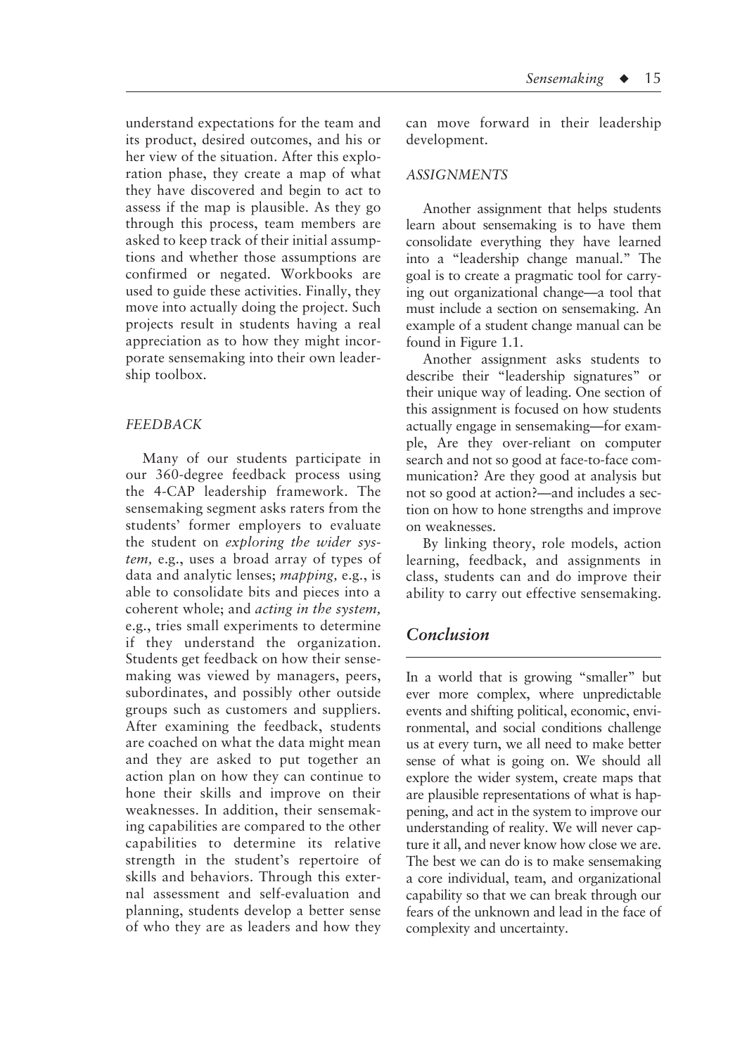understand expectations for the team and its product, desired outcomes, and his or her view of the situation. After this exploration phase, they create a map of what they have discovered and begin to act to assess if the map is plausible. As they go through this process, team members are asked to keep track of their initial assumptions and whether those assumptions are confirmed or negated. Workbooks are used to guide these activities. Finally, they move into actually doing the project. Such projects result in students having a real appreciation as to how they might incorporate sensemaking into their own leadership toolbox.

### *FEEDBACK*

Many of our students participate in our 360-degree feedback process using the 4-CAP leadership framework. The sensemaking segment asks raters from the students' former employers to evaluate the student on *exploring the wider system,* e.g., uses a broad array of types of data and analytic lenses; *mapping,* e.g., is able to consolidate bits and pieces into a coherent whole; and *acting in the system,* e.g., tries small experiments to determine if they understand the organization. Students get feedback on how their sensemaking was viewed by managers, peers, subordinates, and possibly other outside groups such as customers and suppliers. After examining the feedback, students are coached on what the data might mean and they are asked to put together an action plan on how they can continue to hone their skills and improve on their weaknesses. In addition, their sensemaking capabilities are compared to the other capabilities to determine its relative strength in the student's repertoire of skills and behaviors. Through this external assessment and self-evaluation and planning, students develop a better sense of who they are as leaders and how they can move forward in their leadership development.

### *ASSIGNMENTS*

Another assignment that helps students learn about sensemaking is to have them consolidate everything they have learned into a "leadership change manual." The goal is to create a pragmatic tool for carrying out organizational change—a tool that must include a section on sensemaking. An example of a student change manual can be found in Figure 1.1.

Another assignment asks students to describe their "leadership signatures" or their unique way of leading. One section of this assignment is focused on how students actually engage in sensemaking—for example, Are they over-reliant on computer search and not so good at face-to-face communication? Are they good at analysis but not so good at action?—and includes a section on how to hone strengths and improve on weaknesses.

By linking theory, role models, action learning, feedback, and assignments in class, students can and do improve their ability to carry out effective sensemaking.

## *Conclusion*

In a world that is growing "smaller" but ever more complex, where unpredictable events and shifting political, economic, environmental, and social conditions challenge us at every turn, we all need to make better sense of what is going on. We should all explore the wider system, create maps that are plausible representations of what is happening, and act in the system to improve our understanding of reality. We will never capture it all, and never know how close we are. The best we can do is to make sensemaking a core individual, team, and organizational capability so that we can break through our fears of the unknown and lead in the face of complexity and uncertainty.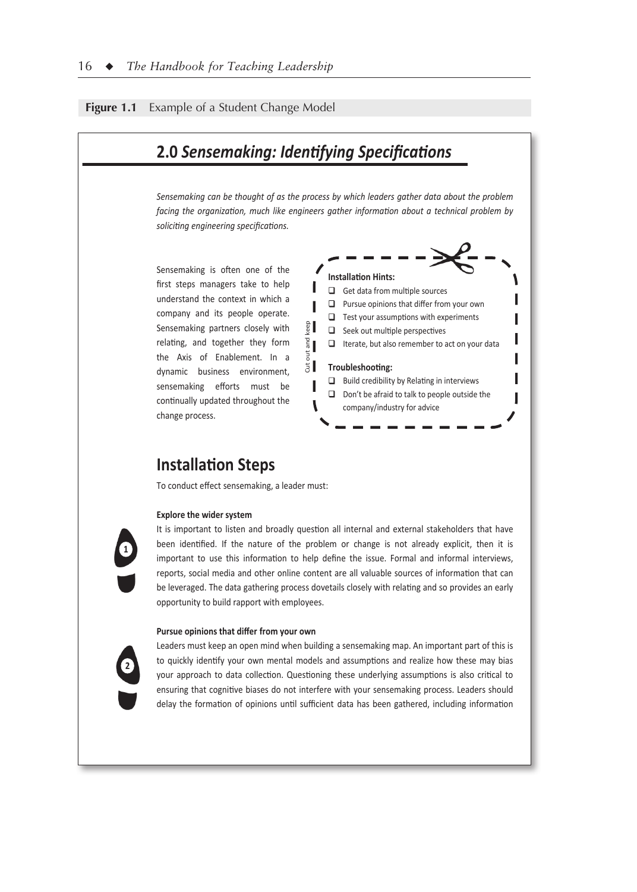**Figure 1.1** Example of a Student Change Model

## 2.0 *Sensemaking: Identifying Specifications*

*Sensemaking can be thought of as the process by which leaders gather data about the problem facing the organization, much like engineers gather information about a technical problem by soliciting engineering specifications.*

Sensemaking is often one of the first steps managers take to help understand the context in which a company and its people operate. Sensemaking partners closely with relating, and together they form the Axis of Enablement. In a dynamic business environment, sensemaking efforts must be continually updated throughout the change process.

Cut out and keep

**Installation Hints:**

- ☐ Get data from multiple sources
- ☐ Pursue opinions that differ from your own
- ☐ Test your assumptions with experiments
- ☐ Seek out multiple perspectives
- ☐ Iterate, but also remember to act on your data

**Troubleshooting:**

- ☐ Build credibility by Relating in interviews
- ☐ Don't be afraid to talk to people outside the company/industry for advice

## Installation Steps

To conduct effect sensemaking, a leader must:

**1 Explore the wider system**

It is important to listen and broadly question all internal and external stakeholders that have been identified. If the nature of the problem or change is not already explicit, then it is important to use this information to help define the issue. Formal and informal interviews, reports, social media and other online content are all valuable sources of information that can be leveraged. The data gathering process dovetails closely with relating and so provides an early opportunity to build rapport with employees.

**2 Pursue opinions that differ from your own**

Leaders must keep an open mind when building a sensemaking map. An important part of this is to quickly identify your own mental models and assumptions and realize how these may bias your approach to data collection. Questioning these underlying assumptions is also critical to ensuring that cognitive biases do not interfere with your sensemaking process. Leaders should delay the formation of opinions until sufficient data has been gathered, including information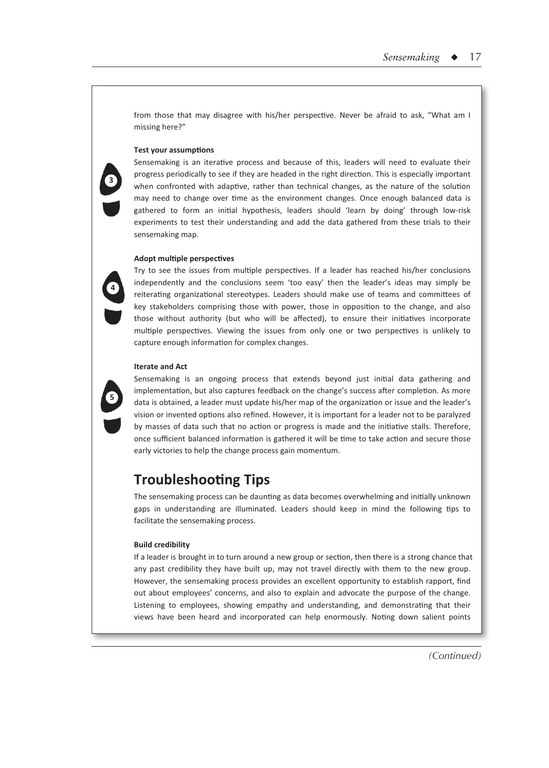from those that may disagree with his/her perspective. Never be afraid to ask, “What am I missing here?”

**Test your assumptions**

3

Sensemaking is an iterative process and because of this, leaders will need to evaluate their progress periodically to see if they are headed in the right direction. This is especially important when confronted with adaptive, rather than technical changes, as the nature of the solution may need to change over time as the environment changes. Once enough balanced data is gathered to form an initial hypothesis, leaders should ‘learn by doing’ through low-risk experiments to test their understanding and add the data gathered from these trials to their sensemaking map.

**Adopt multiple perspectives**

4

Try to see the issues from multiple perspectives. If a leader has reached his/her conclusions independently and the conclusions seem ‘too easy’ then the leader’s ideas may simply be reiterating organizational stereotypes. Leaders should make use of teams and committees of key stakeholders comprising those with power, those in opposition to the change, and also those without authority (but who will be affected), to ensure their initiatives incorporate multiple perspectives. Viewing the issues from only one or two perspectives is unlikely to capture enough information for complex changes.

**Iterate and Act**

5

Sensemaking is an ongoing process that extends beyond just initial data gathering and implementation, but also captures feedback on the change’s success after completion. As more data is obtained, a leader must update his/her map of the organization or issue and the leader’s vision or invented options also refined. However, it is important for a leader not to be paralyzed by masses of data such that no action or progress is made and the initiative stalls. Therefore, once sufficient balanced information is gathered it will be time to take action and secure those early victories to help the change process gain momentum.

## Troubleshooting Tips

The sensemaking process can be daunting as data becomes overwhelming and initially unknown gaps in understanding are illuminated. Leaders should keep in mind the following tips to facilitate the sensemaking process.

**Build credibility**

If a leader is brought in to turn around a new group or section, then there is a strong chance that any past credibility they have built up, may not travel directly with them to the new group. However, the sensemaking process provides an excellent opportunity to establish rapport, find out about employees’ concerns, and also to explain and advocate the purpose of the change. Listening to employees, showing empathy and understanding, and demonstrating that their views have been heard and incorporated can help enormously. Noting down salient points

*(Continued)*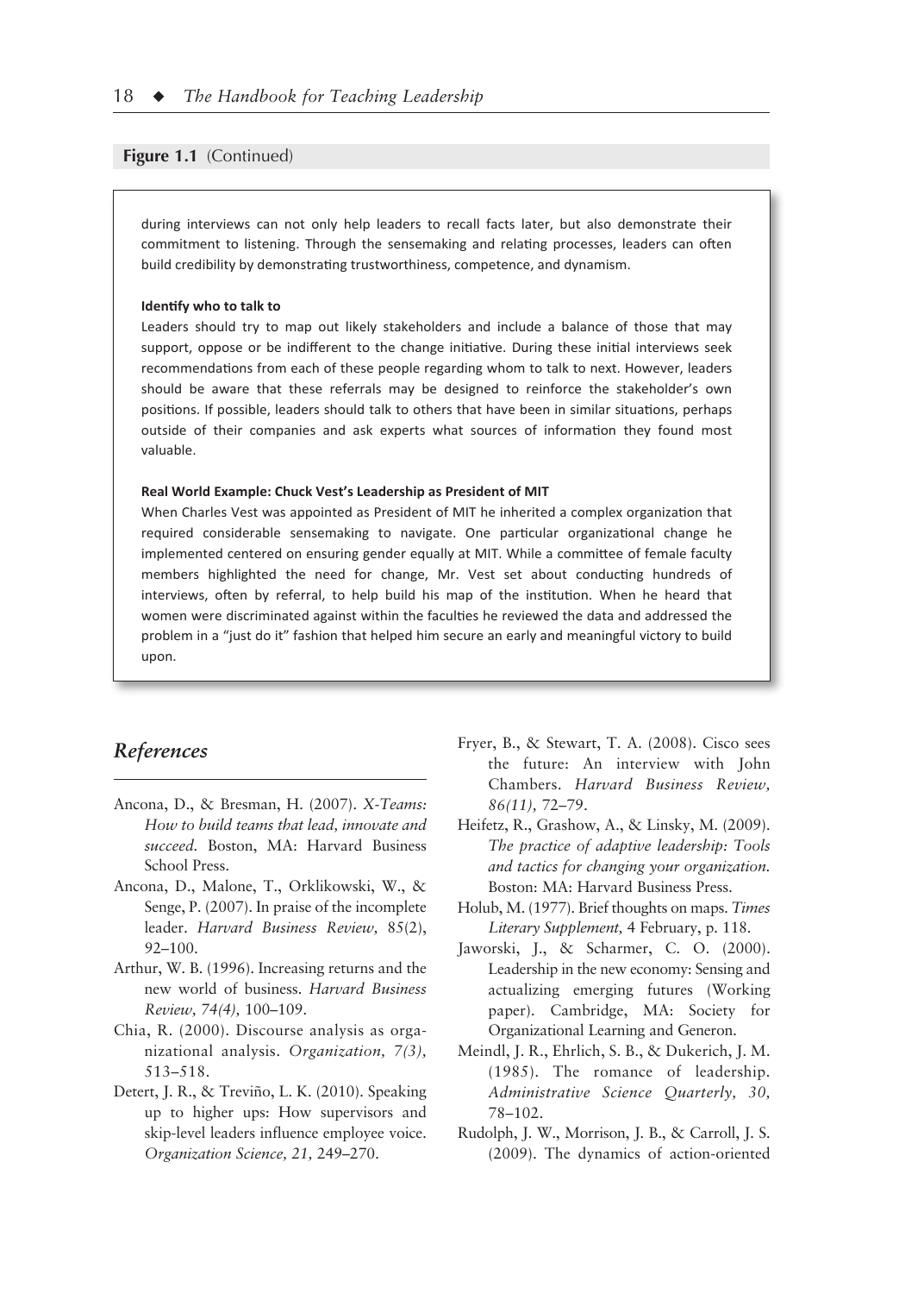**Figure 1.1** (Continued)

during interviews can not only help leaders to recall facts later, but also demonstrate their commitment to listening. Through the sensemaking and relating processes, leaders can often build credibility by demonstrating trustworthiness, competence, and dynamism.

**Identify who to talk to**

Leaders should try to map out likely stakeholders and include a balance of those that may support, oppose or be indifferent to the change initiative. During these initial interviews seek recommendations from each of these people regarding whom to talk to next. However, leaders should be aware that these referrals may be designed to reinforce the stakeholder's own positions. If possible, leaders should talk to others that have been in similar situations, perhaps outside of their companies and ask experts what sources of information they found most valuable.

**Real World Example: Chuck Vest's Leadership as President of MIT**

When Charles Vest was appointed as President of MIT he inherited a complex organization that required considerable sensemaking to navigate. One particular organizational change he implemented centered on ensuring gender equally at MIT. While a committee of female faculty members highlighted the need for change, Mr. Vest set about conducting hundreds of interviews, often by referral, to help build his map of the institution. When he heard that women were discriminated against within the faculties he reviewed the data and addressed the problem in a "just do it" fashion that helped him secure an early and meaningful victory to build upon.

## References

Ancona, D., & Bresman, H. (2007). *X-Teams: How to build teams that lead, innovate and succeed.* Boston, MA: Harvard Business School Press.

Ancona, D., Malone, T., Orklikowski, W., & Senge, P. (2007). In praise of the incomplete leader. *Harvard Business Review,* 85(2), 92–100.

Arthur, W. B. (1996). Increasing returns and the new world of business. *Harvard Business Review, 74(4),* 100–109.

Chia, R. (2000). Discourse analysis as organizational analysis. *Organization, 7(3),* 513–518.

Detert, J. R., & Treviño, L. K. (2010). Speaking up to higher ups: How supervisors and skip-level leaders influence employee voice. *Organization Science, 21,* 249–270.

Fryer, B., & Stewart, T. A. (2008). Cisco sees the future: An interview with John Chambers. *Harvard Business Review, 86(11),* 72–79.

Heifetz, R., Grashow, A., & Linsky, M. (2009). *The practice of adaptive leadership: Tools and tactics for changing your organization.* Boston: MA: Harvard Business Press.

Holub, M. (1977). Brief thoughts on maps. *Times Literary Supplement,* 4 February, p. 118.

Jaworski, J., & Scharmer, C. O. (2000). Leadership in the new economy: Sensing and actualizing emerging futures (Working paper). Cambridge, MA: Society for Organizational Learning and Generon.

Meindl, J. R., Ehrlich, S. B., & Dukerich, J. M. (1985). The romance of leadership. *Administrative Science Quarterly, 30,* 78–102.

Rudolph, J. W., Morrison, J. B., & Carroll, J. S. (2009). The dynamics of action-oriented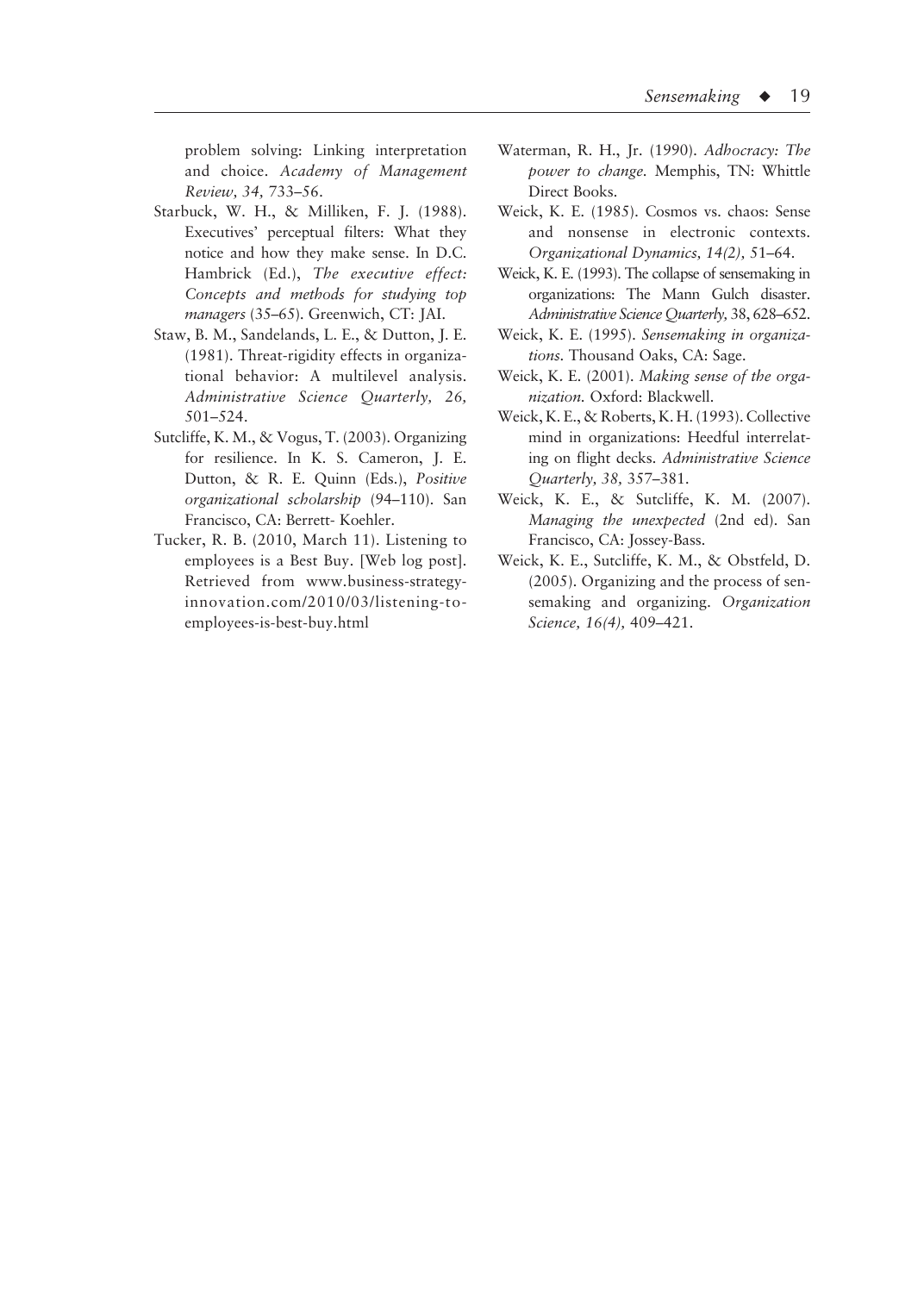problem solving: Linking interpretation and choice. *Academy of Management Review, 34,* 733–56.

Starbuck, W. H., & Milliken, F. J. (1988). Executives' perceptual filters: What they notice and how they make sense. In D.C. Hambrick (Ed.), *The executive effect: Concepts and methods for studying top managers* (35–65). Greenwich, CT: JAI.

Staw, B. M., Sandelands, L. E., & Dutton, J. E. (1981). Threat-rigidity effects in organizational behavior: A multilevel analysis. *Administrative Science Quarterly, 26,* 501–524.

Sutcliffe, K. M., & Vogus, T. (2003). Organizing for resilience. In K. S. Cameron, J. E. Dutton, & R. E. Quinn (Eds.), *Positive organizational scholarship* (94–110). San Francisco, CA: Berrett- Koehler.

Tucker, R. B. (2010, March 11). Listening to employees is a Best Buy. [Web log post]. Retrieved from www.business-strategy-innovation.com/2010/03/listening-to-employees-is-best-buy.html

Waterman, R. H., Jr. (1990). *Adhocracy: The power to change.* Memphis, TN: Whittle Direct Books.

Weick, K. E. (1985). Cosmos vs. chaos: Sense and nonsense in electronic contexts. *Organizational Dynamics, 14(2),* 51–64.

Weick, K. E. (1993). The collapse of sensemaking in organizations: The Mann Gulch disaster. *Administrative Science Quarterly,* 38, 628–652.

Weick, K. E. (1995). *Sensemaking in organizations.* Thousand Oaks, CA: Sage.

Weick, K. E. (2001). *Making sense of the organization.* Oxford: Blackwell.

Weick, K. E., & Roberts, K. H. (1993). Collective mind in organizations: Heedful interrelating on flight decks. *Administrative Science Quarterly, 38,* 357–381.

Weick, K. E., & Sutcliffe, K. M. (2007). *Managing the unexpected* (2nd ed). San Francisco, CA: Jossey-Bass.

Weick, K. E., Sutcliffe, K. M., & Obstfeld, D. (2005). Organizing and the process of sensemaking and organizing. *Organization Science, 16(4),* 409–421.